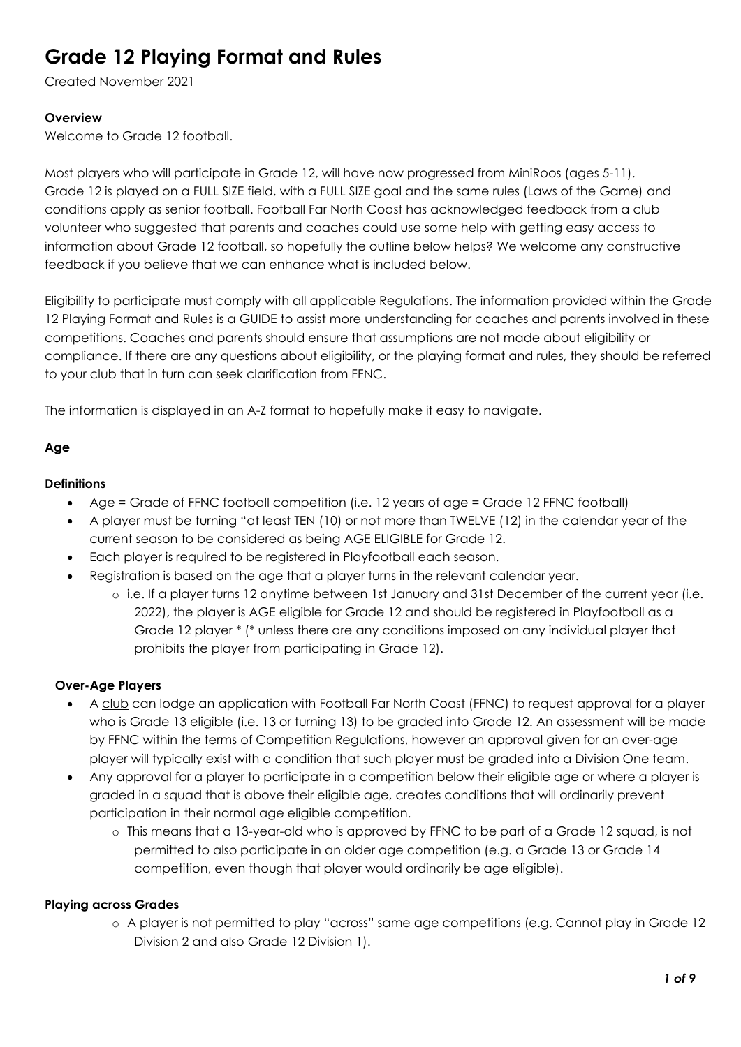# Grade 12 Playing Format and Rules

Created November 2021

**Overview**

Welcome to Grade 12 football.

Most players who will participate in Grade 12, will have now progressed from MiniRoos (ages 5-11). Grade 12 is played on a FULL SIZE field, with a FULL SIZE goal and the same rules (Laws of the Game) and conditions apply as senior football. Football Far North Coast has acknowledged feedback from a club volunteer who suggested that parents and coaches could use some help with getting easy access to information about Grade 12 football, so hopefully the outline below helps? We welcome any constructive feedback if you believe that we can enhance what is included below.

Eligibility to participate must comply with all applicable Regulations. The information provided within the Grade 12 Playing Format and Rules is a GUIDE to assist more understanding for coaches and parents involved in these competitions. Coaches and parents should ensure that assumptions are not made about eligibility or compliance. If there are any questions about eligibility, or the playing format and rules, they should be referred to your club that in turn can seek clarification from FFNC.

The information is displayed in an A-Z format to hopefully make it easy to navigate.

**Age**

**Definitions**

- Age = Grade of FFNC football competition (i.e. 12 years of age = Grade 12 FFNC football)
- A player must be turning "at least TEN (10) or not more than TWELVE (12) in the calendar year of the current season to be considered as being AGE ELIGIBLE for Grade 12.
- Each player is required to be registered in Playfootball each season.
- Registration is based on the age that a player turns in the relevant calendar year.
  - i.e. If a player turns 12 anytime between 1st January and 31st December of the current year (i.e. 2022), the player is AGE eligible for Grade 12 and should be registered in Playfootball as a Grade 12 player * (* unless there are any conditions imposed on any individual player that prohibits the player from participating in Grade 12).

**Over-Age Players**

- A club can lodge an application with Football Far North Coast (FFNC) to request approval for a player who is Grade 13 eligible (i.e. 13 or turning 13) to be graded into Grade 12. An assessment will be made by FFNC within the terms of Competition Regulations, however an approval given for an over-age player will typically exist with a condition that such player must be graded into a Division One team.
- Any approval for a player to participate in a competition below their eligible age or where a player is graded in a squad that is above their eligible age, creates conditions that will ordinarily prevent participation in their normal age eligible competition.
  - This means that a 13-year-old who is approved by FFNC to be part of a Grade 12 squad, is not permitted to also participate in an older age competition (e.g. a Grade 13 or Grade 14 competition, even though that player would ordinarily be age eligible).

**Playing across Grades**

- A player is not permitted to play "across" same age competitions (e.g. Cannot play in Grade 12 Division 2 and also Grade 12 Division 1).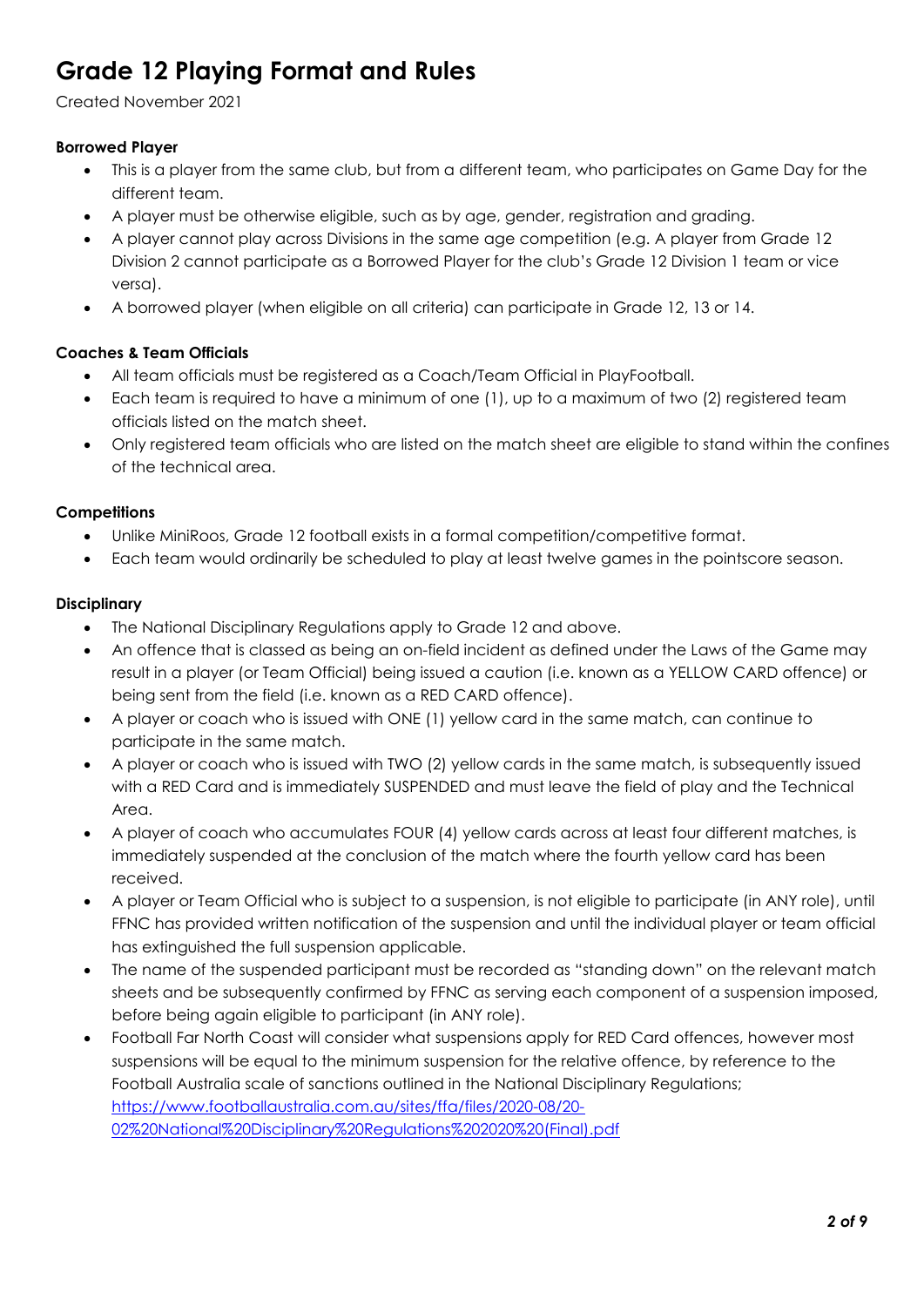# Grade 12 Playing Format and Rules

Created November 2021

**Borrowed Player**

- This is a player from the same club, but from a different team, who participates on Game Day for the different team.
- A player must be otherwise eligible, such as by age, gender, registration and grading.
- A player cannot play across Divisions in the same age competition (e.g. A player from Grade 12 Division 2 cannot participate as a Borrowed Player for the club's Grade 12 Division 1 team or vice versa).
- A borrowed player (when eligible on all criteria) can participate in Grade 12, 13 or 14.

**Coaches & Team Officials**

- All team officials must be registered as a Coach/Team Official in PlayFootball.
- Each team is required to have a minimum of one (1), up to a maximum of two (2) registered team officials listed on the match sheet.
- Only registered team officials who are listed on the match sheet are eligible to stand within the confines of the technical area.

**Competitions**

- Unlike MiniRoos, Grade 12 football exists in a formal competition/competitive format.
- Each team would ordinarily be scheduled to play at least twelve games in the pointscore season.

**Disciplinary**

- The National Disciplinary Regulations apply to Grade 12 and above.
- An offence that is classed as being an on-field incident as defined under the Laws of the Game may result in a player (or Team Official) being issued a caution (i.e. known as a YELLOW CARD offence) or being sent from the field (i.e. known as a RED CARD offence).
- A player or coach who is issued with ONE (1) yellow card in the same match, can continue to participate in the same match.
- A player or coach who is issued with TWO (2) yellow cards in the same match, is subsequently issued with a RED Card and is immediately SUSPENDED and must leave the field of play and the Technical Area.
- A player of coach who accumulates FOUR (4) yellow cards across at least four different matches, is immediately suspended at the conclusion of the match where the fourth yellow card has been received.
- A player or Team Official who is subject to a suspension, is not eligible to participate (in ANY role), until FFNC has provided written notification of the suspension and until the individual player or team official has extinguished the full suspension applicable.
- The name of the suspended participant must be recorded as "standing down" on the relevant match sheets and be subsequently confirmed by FFNC as serving each component of a suspension imposed, before being again eligible to participant (in ANY role).
- Football Far North Coast will consider what suspensions apply for RED Card offences, however most suspensions will be equal to the minimum suspension for the relative offence, by reference to the Football Australia scale of sanctions outlined in the National Disciplinary Regulations; https://www.footballaustralia.com.au/sites/ffa/files/2020-08/20-02%20National%20Disciplinary%20Regulations%202020%20(Final).pdf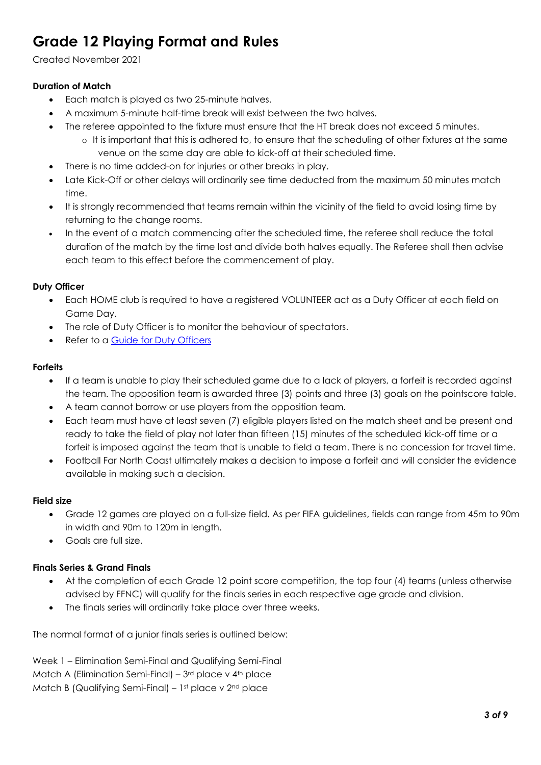# Grade 12 Playing Format and Rules

Created November 2021

**Duration of Match**

- Each match is played as two 25-minute halves.
- A maximum 5-minute half-time break will exist between the two halves.
- The referee appointed to the fixture must ensure that the HT break does not exceed 5 minutes.
  - It is important that this is adhered to, to ensure that the scheduling of other fixtures at the same venue on the same day are able to kick-off at their scheduled time.
- There is no time added-on for injuries or other breaks in play.
- Late Kick-Off or other delays will ordinarily see time deducted from the maximum 50 minutes match time.
- It is strongly recommended that teams remain within the vicinity of the field to avoid losing time by returning to the change rooms.
- In the event of a match commencing after the scheduled time, the referee shall reduce the total duration of the match by the time lost and divide both halves equally. The Referee shall then advise each team to this effect before the commencement of play.

**Duty Officer**

- Each HOME club is required to have a registered VOLUNTEER act as a Duty Officer at each field on Game Day.
- The role of Duty Officer is to monitor the behaviour of spectators.
- Refer to a Guide for Duty Officers

**Forfeits**

- If a team is unable to play their scheduled game due to a lack of players, a forfeit is recorded against the team. The opposition team is awarded three (3) points and three (3) goals on the pointscore table.
- A team cannot borrow or use players from the opposition team.
- Each team must have at least seven (7) eligible players listed on the match sheet and be present and ready to take the field of play not later than fifteen (15) minutes of the scheduled kick-off time or a forfeit is imposed against the team that is unable to field a team. There is no concession for travel time.
- Football Far North Coast ultimately makes a decision to impose a forfeit and will consider the evidence available in making such a decision.

**Field size**

- Grade 12 games are played on a full-size field. As per FIFA guidelines, fields can range from 45m to 90m in width and 90m to 120m in length.
- Goals are full size.

**Finals Series & Grand Finals**

- At the completion of each Grade 12 point score competition, the top four (4) teams (unless otherwise advised by FFNC) will qualify for the finals series in each respective age grade and division.
- The finals series will ordinarily take place over three weeks.

The normal format of a junior finals series is outlined below:

Week 1 – Elimination Semi-Final and Qualifying Semi-Final
Match A (Elimination Semi-Final) – 3rd place v 4th place
Match B (Qualifying Semi-Final) – 1st place v 2nd place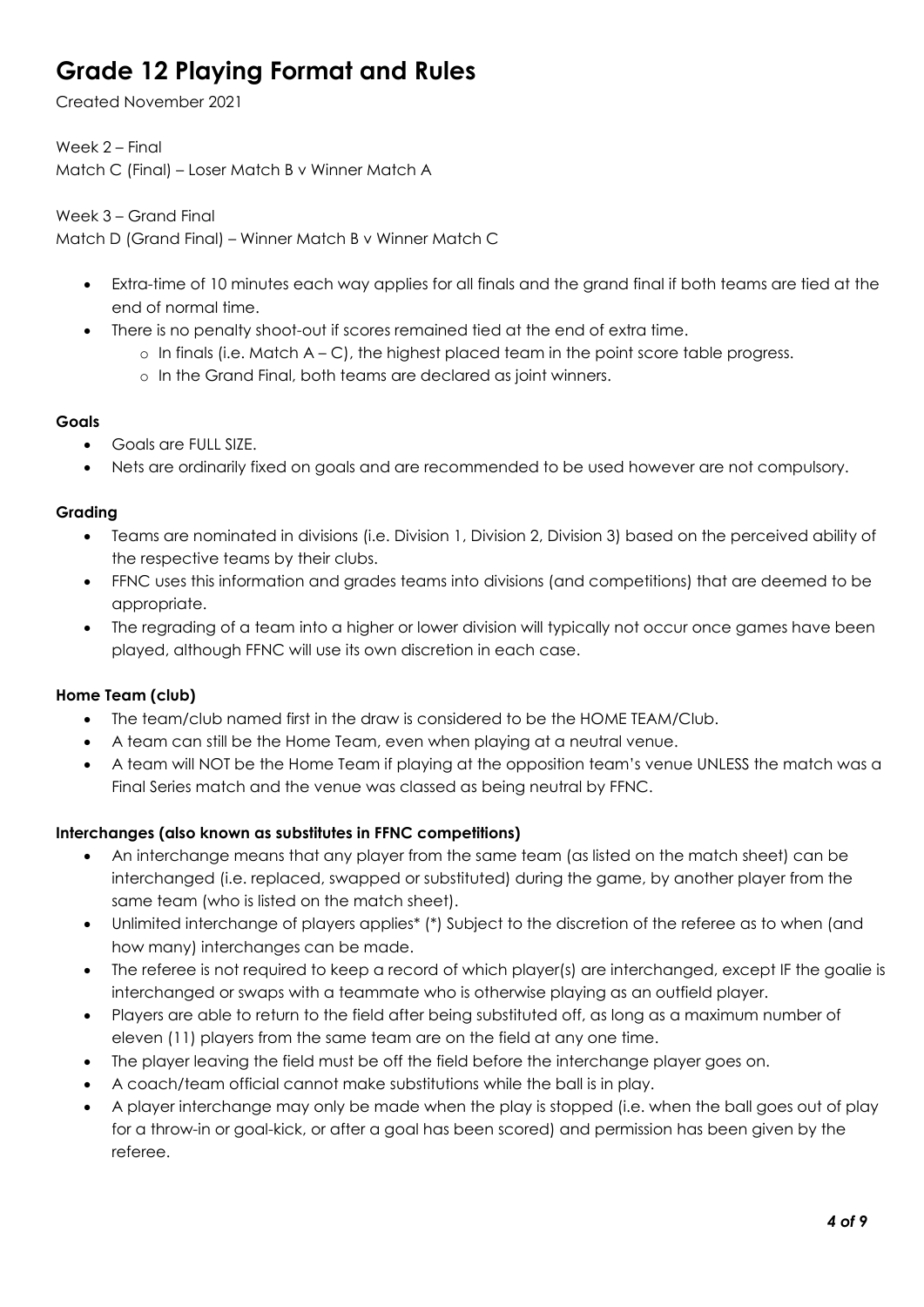# Grade 12 Playing Format and Rules

Created November 2021

Week 2 – Final
Match C (Final) – Loser Match B v Winner Match A

Week 3 – Grand Final
Match D (Grand Final) – Winner Match B v Winner Match C

- Extra-time of 10 minutes each way applies for all finals and the grand final if both teams are tied at the end of normal time.
- There is no penalty shoot-out if scores remained tied at the end of extra time.
  - In finals (i.e. Match A – C), the highest placed team in the point score table progress.
  - In the Grand Final, both teams are declared as joint winners.

**Goals**

- Goals are FULL SIZE.
- Nets are ordinarily fixed on goals and are recommended to be used however are not compulsory.

**Grading**

- Teams are nominated in divisions (i.e. Division 1, Division 2, Division 3) based on the perceived ability of the respective teams by their clubs.
- FFNC uses this information and grades teams into divisions (and competitions) that are deemed to be appropriate.
- The regrading of a team into a higher or lower division will typically not occur once games have been played, although FFNC will use its own discretion in each case.

**Home Team (club)**

- The team/club named first in the draw is considered to be the HOME TEAM/Club.
- A team can still be the Home Team, even when playing at a neutral venue.
- A team will NOT be the Home Team if playing at the opposition team's venue UNLESS the match was a Final Series match and the venue was classed as being neutral by FFNC.

**Interchanges (also known as substitutes in FFNC competitions)**

- An interchange means that any player from the same team (as listed on the match sheet) can be interchanged (i.e. replaced, swapped or substituted) during the game, by another player from the same team (who is listed on the match sheet).
- Unlimited interchange of players applies* (*) Subject to the discretion of the referee as to when (and how many) interchanges can be made.
- The referee is not required to keep a record of which player(s) are interchanged, except IF the goalie is interchanged or swaps with a teammate who is otherwise playing as an outfield player.
- Players are able to return to the field after being substituted off, as long as a maximum number of eleven (11) players from the same team are on the field at any one time.
- The player leaving the field must be off the field before the interchange player goes on.
- A coach/team official cannot make substitutions while the ball is in play.
- A player interchange may only be made when the play is stopped (i.e. when the ball goes out of play for a throw-in or goal-kick, or after a goal has been scored) and permission has been given by the referee.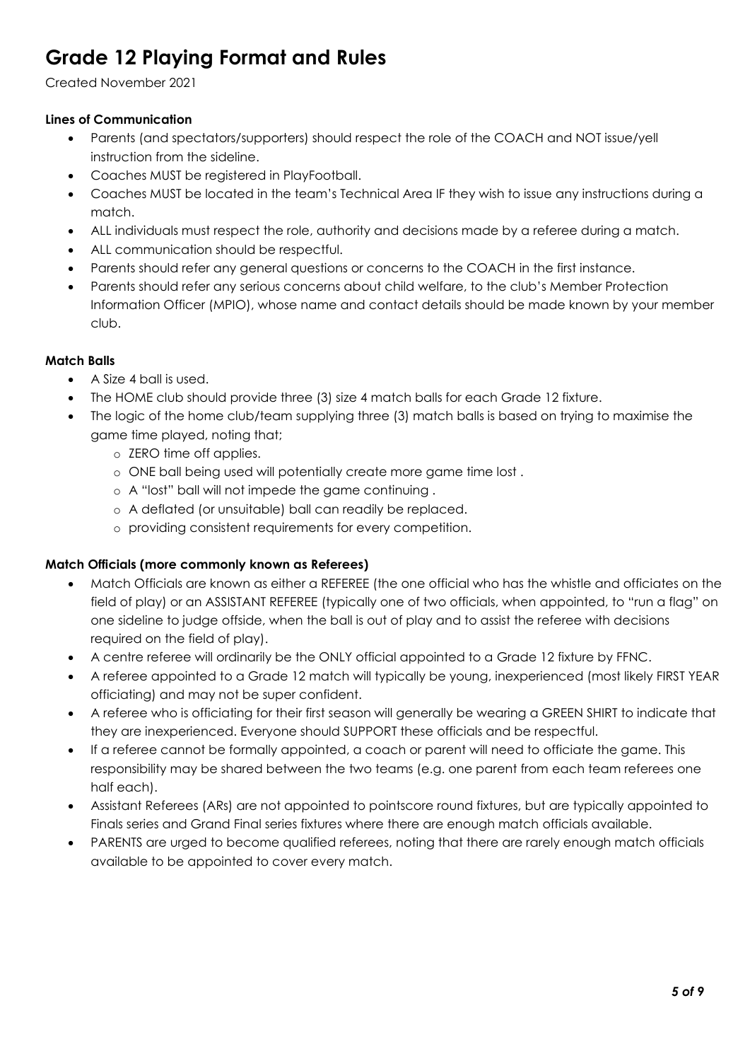# Grade 12 Playing Format and Rules

Created November 2021

**Lines of Communication**

- Parents (and spectators/supporters) should respect the role of the COACH and NOT issue/yell instruction from the sideline.
- Coaches MUST be registered in PlayFootball.
- Coaches MUST be located in the team's Technical Area IF they wish to issue any instructions during a match.
- ALL individuals must respect the role, authority and decisions made by a referee during a match.
- ALL communication should be respectful.
- Parents should refer any general questions or concerns to the COACH in the first instance.
- Parents should refer any serious concerns about child welfare, to the club's Member Protection Information Officer (MPIO), whose name and contact details should be made known by your member club.

**Match Balls**

- A Size 4 ball is used.
- The HOME club should provide three (3) size 4 match balls for each Grade 12 fixture.
- The logic of the home club/team supplying three (3) match balls is based on trying to maximise the game time played, noting that;
  - ZERO time off applies.
  - ONE ball being used will potentially create more game time lost .
  - A "lost" ball will not impede the game continuing .
  - A deflated (or unsuitable) ball can readily be replaced.
  - providing consistent requirements for every competition.

**Match Officials (more commonly known as Referees)**

- Match Officials are known as either a REFEREE (the one official who has the whistle and officiates on the field of play) or an ASSISTANT REFEREE (typically one of two officials, when appointed, to "run a flag" on one sideline to judge offside, when the ball is out of play and to assist the referee with decisions required on the field of play).
- A centre referee will ordinarily be the ONLY official appointed to a Grade 12 fixture by FFNC.
- A referee appointed to a Grade 12 match will typically be young, inexperienced (most likely FIRST YEAR officiating) and may not be super confident.
- A referee who is officiating for their first season will generally be wearing a GREEN SHIRT to indicate that they are inexperienced. Everyone should SUPPORT these officials and be respectful.
- If a referee cannot be formally appointed, a coach or parent will need to officiate the game. This responsibility may be shared between the two teams (e.g. one parent from each team referees one half each).
- Assistant Referees (ARs) are not appointed to pointscore round fixtures, but are typically appointed to Finals series and Grand Final series fixtures where there are enough match officials available.
- PARENTS are urged to become qualified referees, noting that there are rarely enough match officials available to be appointed to cover every match.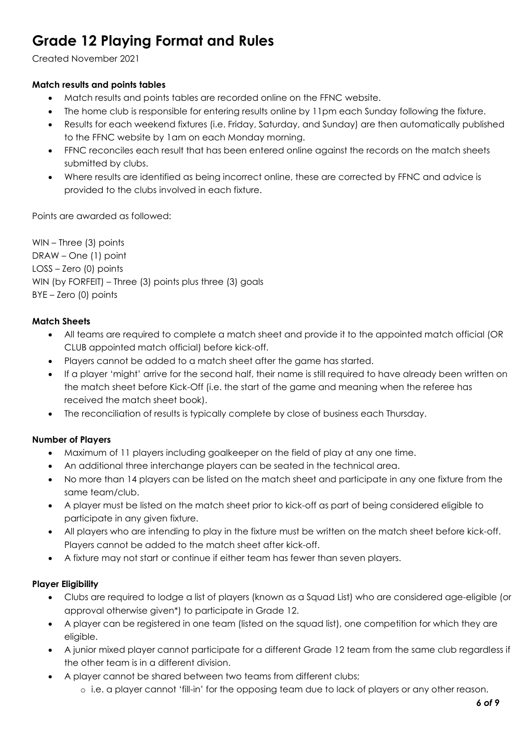# Grade 12 Playing Format and Rules

Created November 2021

**Match results and points tables**

- Match results and points tables are recorded online on the FFNC website.
- The home club is responsible for entering results online by 11pm each Sunday following the fixture.
- Results for each weekend fixtures (i.e. Friday, Saturday, and Sunday) are then automatically published to the FFNC website by 1am on each Monday morning.
- FFNC reconciles each result that has been entered online against the records on the match sheets submitted by clubs.
- Where results are identified as being incorrect online, these are corrected by FFNC and advice is provided to the clubs involved in each fixture.

Points are awarded as followed:

WIN – Three (3) points
DRAW – One (1) point
LOSS – Zero (0) points
WIN (by FORFEIT) – Three (3) points plus three (3) goals
BYE – Zero (0) points

**Match Sheets**

- All teams are required to complete a match sheet and provide it to the appointed match official (OR CLUB appointed match official) before kick-off.
- Players cannot be added to a match sheet after the game has started.
- If a player 'might' arrive for the second half, their name is still required to have already been written on the match sheet before Kick-Off (i.e. the start of the game and meaning when the referee has received the match sheet book).
- The reconciliation of results is typically complete by close of business each Thursday.

**Number of Players**

- Maximum of 11 players including goalkeeper on the field of play at any one time.
- An additional three interchange players can be seated in the technical area.
- No more than 14 players can be listed on the match sheet and participate in any one fixture from the same team/club.
- A player must be listed on the match sheet prior to kick-off as part of being considered eligible to participate in any given fixture.
- All players who are intending to play in the fixture must be written on the match sheet before kick-off. Players cannot be added to the match sheet after kick-off.
- A fixture may not start or continue if either team has fewer than seven players.

**Player Eligibility**

- Clubs are required to lodge a list of players (known as a Squad List) who are considered age-eligible (or approval otherwise given*) to participate in Grade 12.
- A player can be registered in one team (listed on the squad list), one competition for which they are eligible.
- A junior mixed player cannot participate for a different Grade 12 team from the same club regardless if the other team is in a different division.
- A player cannot be shared between two teams from different clubs;
  - i.e. a player cannot 'fill-in' for the opposing team due to lack of players or any other reason.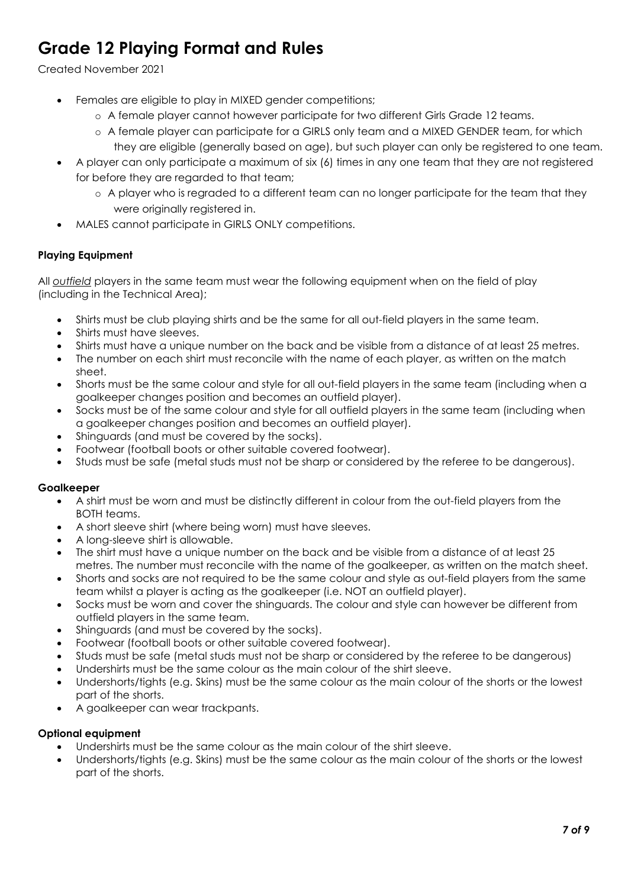# Grade 12 Playing Format and Rules

Created November 2021

- Females are eligible to play in MIXED gender competitions;
    - A female player cannot however participate for two different Girls Grade 12 teams.
    - A female player can participate for a GIRLS only team and a MIXED GENDER team, for which they are eligible (generally based on age), but such player can only be registered to one team.
- A player can only participate a maximum of six (6) times in any one team that they are not registered for before they are regarded to that team;
    - A player who is regraded to a different team can no longer participate for the team that they were originally registered in.
- MALES cannot participate in GIRLS ONLY competitions.

**Playing Equipment**

All *outfield* players in the same team must wear the following equipment when on the field of play (including in the Technical Area);

- Shirts must be club playing shirts and be the same for all out-field players in the same team.
- Shirts must have sleeves.
- Shirts must have a unique number on the back and be visible from a distance of at least 25 metres.
- The number on each shirt must reconcile with the name of each player, as written on the match sheet.
- Shorts must be the same colour and style for all out-field players in the same team (including when a goalkeeper changes position and becomes an outfield player).
- Socks must be of the same colour and style for all outfield players in the same team (including when a goalkeeper changes position and becomes an outfield player).
- Shinguards (and must be covered by the socks).
- Footwear (football boots or other suitable covered footwear).
- Studs must be safe (metal studs must not be sharp or considered by the referee to be dangerous).

**Goalkeeper**

- A shirt must be worn and must be distinctly different in colour from the out-field players from the BOTH teams.
- A short sleeve shirt (where being worn) must have sleeves.
- A long-sleeve shirt is allowable.
- The shirt must have a unique number on the back and be visible from a distance of at least 25 metres. The number must reconcile with the name of the goalkeeper, as written on the match sheet.
- Shorts and socks are not required to be the same colour and style as out-field players from the same team whilst a player is acting as the goalkeeper (i.e. NOT an outfield player).
- Socks must be worn and cover the shinguards. The colour and style can however be different from outfield players in the same team.
- Shinguards (and must be covered by the socks).
- Footwear (football boots or other suitable covered footwear).
- Studs must be safe (metal studs must not be sharp or considered by the referee to be dangerous)
- Undershirts must be the same colour as the main colour of the shirt sleeve.
- Undershorts/tights (e.g. Skins) must be the same colour as the main colour of the shorts or the lowest part of the shorts.
- A goalkeeper can wear trackpants.

**Optional equipment**

- Undershirts must be the same colour as the main colour of the shirt sleeve.
- Undershorts/tights (e.g. Skins) must be the same colour as the main colour of the shorts or the lowest part of the shorts.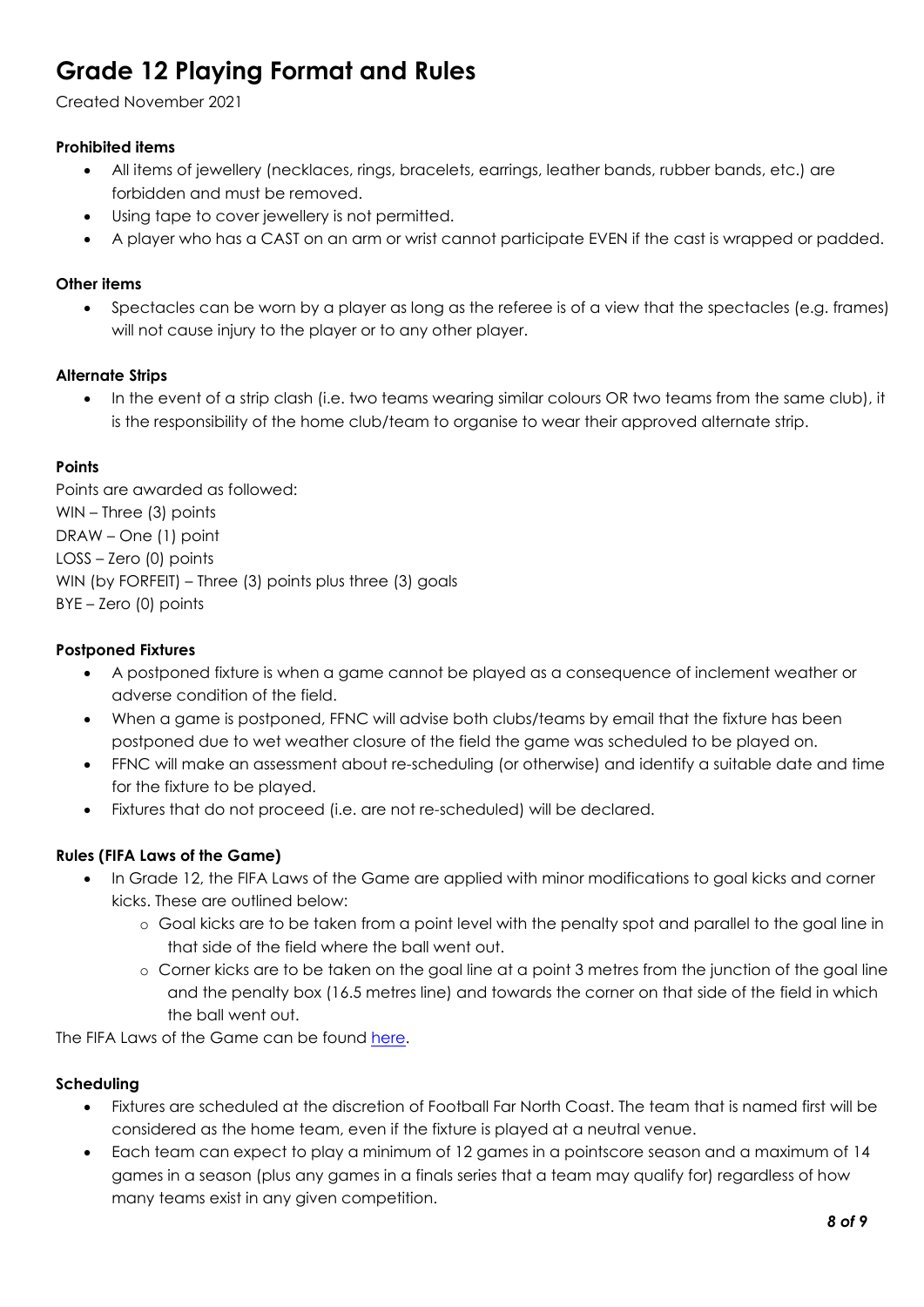# Grade 12 Playing Format and Rules

Created November 2021

**Prohibited items**

- All items of jewellery (necklaces, rings, bracelets, earrings, leather bands, rubber bands, etc.) are forbidden and must be removed.
- Using tape to cover jewellery is not permitted.
- A player who has a CAST on an arm or wrist cannot participate EVEN if the cast is wrapped or padded.

**Other items**

- Spectacles can be worn by a player as long as the referee is of a view that the spectacles (e.g. frames) will not cause injury to the player or to any other player.

**Alternate Strips**

- In the event of a strip clash (i.e. two teams wearing similar colours OR two teams from the same club), it is the responsibility of the home club/team to organise to wear their approved alternate strip.

**Points**

Points are awarded as followed:
WIN – Three (3) points
DRAW – One (1) point
LOSS – Zero (0) points
WIN (by FORFEIT) – Three (3) points plus three (3) goals
BYE – Zero (0) points

**Postponed Fixtures**

- A postponed fixture is when a game cannot be played as a consequence of inclement weather or adverse condition of the field.
- When a game is postponed, FFNC will advise both clubs/teams by email that the fixture has been postponed due to wet weather closure of the field the game was scheduled to be played on.
- FFNC will make an assessment about re-scheduling (or otherwise) and identify a suitable date and time for the fixture to be played.
- Fixtures that do not proceed (i.e. are not re-scheduled) will be declared.

**Rules (FIFA Laws of the Game)**

- In Grade 12, the FIFA Laws of the Game are applied with minor modifications to goal kicks and corner kicks. These are outlined below:
  - Goal kicks are to be taken from a point level with the penalty spot and parallel to the goal line in that side of the field where the ball went out.
  - Corner kicks are to be taken on the goal line at a point 3 metres from the junction of the goal line and the penalty box (16.5 metres line) and towards the corner on that side of the field in which the ball went out.

The FIFA Laws of the Game can be found here.

**Scheduling**

- Fixtures are scheduled at the discretion of Football Far North Coast. The team that is named first will be considered as the home team, even if the fixture is played at a neutral venue.
- Each team can expect to play a minimum of 12 games in a pointscore season and a maximum of 14 games in a season (plus any games in a finals series that a team may qualify for) regardless of how many teams exist in any given competition.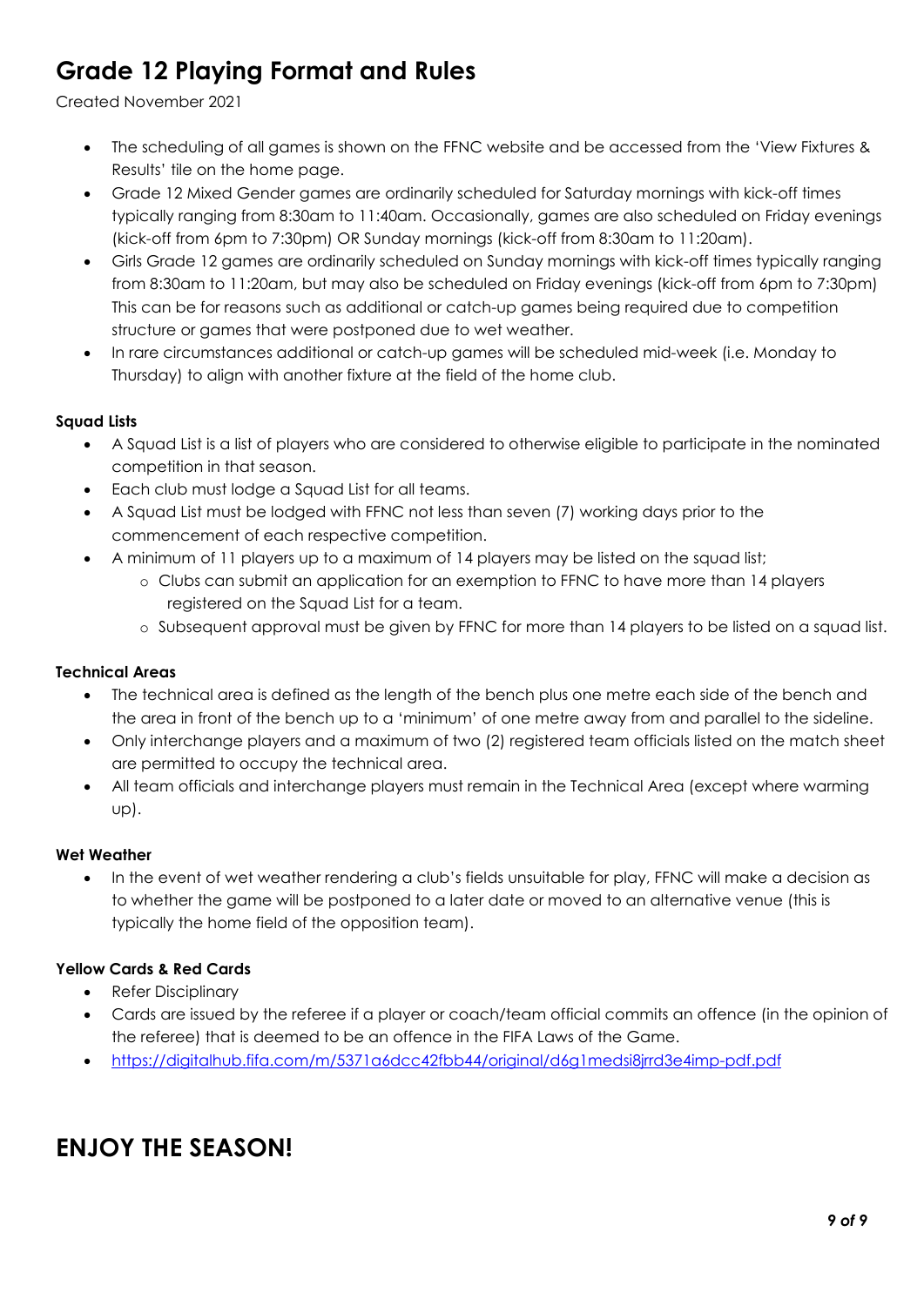# Grade 12 Playing Format and Rules

Created November 2021

- The scheduling of all games is shown on the FFNC website and be accessed from the 'View Fixtures & Results' tile on the home page.
- Grade 12 Mixed Gender games are ordinarily scheduled for Saturday mornings with kick-off times typically ranging from 8:30am to 11:40am. Occasionally, games are also scheduled on Friday evenings (kick-off from 6pm to 7:30pm) OR Sunday mornings (kick-off from 8:30am to 11:20am).
- Girls Grade 12 games are ordinarily scheduled on Sunday mornings with kick-off times typically ranging from 8:30am to 11:20am, but may also be scheduled on Friday evenings (kick-off from 6pm to 7:30pm) This can be for reasons such as additional or catch-up games being required due to competition structure or games that were postponed due to wet weather.
- In rare circumstances additional or catch-up games will be scheduled mid-week (i.e. Monday to Thursday) to align with another fixture at the field of the home club.

### Squad Lists

- A Squad List is a list of players who are considered to otherwise eligible to participate in the nominated competition in that season.
- Each club must lodge a Squad List for all teams.
- A Squad List must be lodged with FFNC not less than seven (7) working days prior to the commencement of each respective competition.
- A minimum of 11 players up to a maximum of 14 players may be listed on the squad list;
  - Clubs can submit an application for an exemption to FFNC to have more than 14 players registered on the Squad List for a team.
  - Subsequent approval must be given by FFNC for more than 14 players to be listed on a squad list.

### Technical Areas

- The technical area is defined as the length of the bench plus one metre each side of the bench and the area in front of the bench up to a 'minimum' of one metre away from and parallel to the sideline.
- Only interchange players and a maximum of two (2) registered team officials listed on the match sheet are permitted to occupy the technical area.
- All team officials and interchange players must remain in the Technical Area (except where warming up).

### Wet Weather

- In the event of wet weather rendering a club's fields unsuitable for play, FFNC will make a decision as to whether the game will be postponed to a later date or moved to an alternative venue (this is typically the home field of the opposition team).

### Yellow Cards & Red Cards

- Refer Disciplinary
- Cards are issued by the referee if a player or coach/team official commits an offence (in the opinion of the referee) that is deemed to be an offence in the FIFA Laws of the Game.
- https://digitalhub.fifa.com/m/5371a6dcc42fbb44/original/d6g1medsi8jrrd3e4imp-pdf.pdf

# ENJOY THE SEASON!